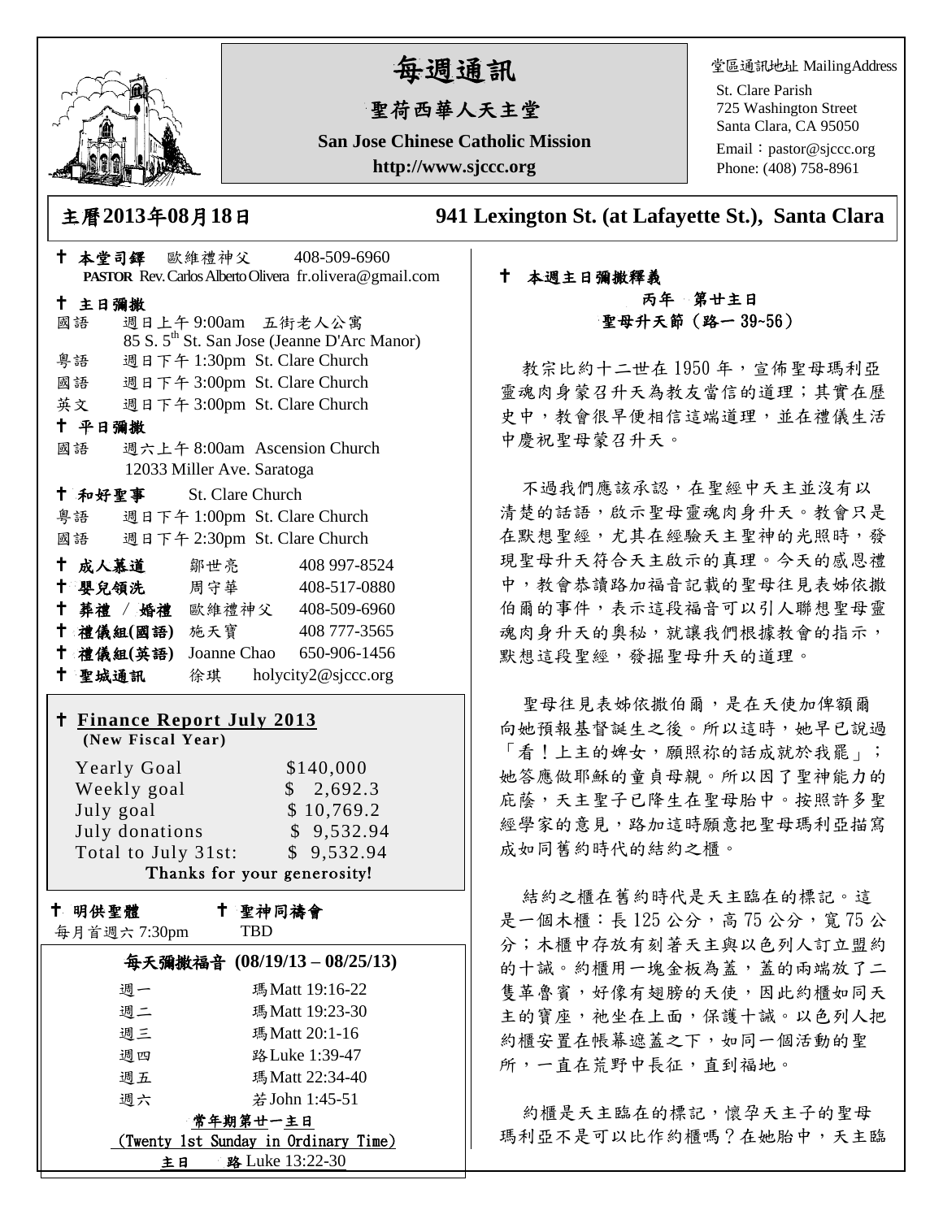# 每週通訊

## 聖荷西華人天主堂

**San Jose Chinese Catholic Mission**

**http://www.sjccc.org**

堂區通訊地址 MailingAddress
St. Clare Parish
725 Washington Street
Santa Clara, CA 95050
Email：pastor@sjccc.org
Phone: (408) 758-8961

**主曆2013年08月18日** **941 Lexington St. (at Lafayette St.), Santa Clara**

✝ **本堂司鐸** 歐維禮神父 408-509-6960
**PASTOR** Rev. Carlos Alberto Olivera fr.olivera@gmail.com

✝ **主日彌撒**
國語 週日上午 9:00am 五街老人公寓
85 S. 5th St. San Jose (Jeanne D'Arc Manor)
粵語 週日下午 1:30pm St. Clare Church
國語 週日下午 3:00pm St. Clare Church
英文 週日下午 3:00pm St. Clare Church

✝ **平日彌撒**
國語 週六上午 8:00am Ascension Church
12033 Miller Ave. Saratoga

✝ **和好聖事** St. Clare Church
粵語 週日下午 1:00pm St. Clare Church
國語 週日下午 2:30pm St. Clare Church

✝ **成人慕道** 鄒世亮 408 997-8524
✝ **嬰兒領洗** 周守華 408-517-0880
✝ **葬禮 / 婚禮** 歐維禮神父 408-509-6960
✝ **禮儀組(國語)** 施天寶 408 777-3565
✝ **禮儀組(英語)** Joanne Chao 650-906-1456
✝ **聖城通訊** 徐琪 holycity2@sjccc.org

✝ **Finance Report July 2013**
**(New Fiscal Year)**

| | |
|---|---|
| Yearly Goal | $140,000 |
| Weekly goal | $ 2,692.3 |
| July goal | $ 10,769.2 |
| July donations | $ 9,532.94 |
| Total to July 31st: | $ 9,532.94 |

**Thanks for your generosity!**

✝ **明供聖體**
每月首週六 7:30pm

✝ **聖神同禱會**
TBD

**每天彌撒福音 (08/19/13 – 08/25/13)**

| | |
|---|---|
| 週一 | 瑪Matt 19:16-22 |
| 週二 | 瑪Matt 19:23-30 |
| 週三 | 瑪Matt 20:1-16 |
| 週四 | 路Luke 1:39-47 |
| 週五 | 瑪Matt 22:34-40 |
| 週六 | 若John 1:45-51 |

**常年期第廿一主日**
**(Twenty 1st Sunday in Ordinary Time)**
**主日** **路** Luke 13:22-30

✝ **本週主日彌撒釋義**
**丙年 第廿主日**
**聖母升天節（路一 39~56）**

教宗比約十二世在 1950 年，宣佈聖母瑪利亞靈魂肉身蒙召升天為教友當信的道理；其實在歷史中，教會很早便相信這端道理，並在禮儀生活中慶祝聖母蒙召升天。

不過我們應該承認，在聖經中天主並沒有以清楚的話語，啟示聖母靈魂肉身升天。教會只是在默想聖經，尤其在經驗天主聖神的光照時，發現聖母升天符合天主啟示的真理。今天的感恩禮中，教會恭讀路加福音記載的聖母往見表姊依撒伯爾的事件，表示這段福音可以引人聯想聖母靈魂肉身升天的奧秘，就讓我們根據教會的指示，默想這段聖經，發掘聖母升天的道理。

聖母往見表姊依撒伯爾，是在天使加俾額爾向她預報基督誕生之後。所以這時，她早已說過「看！上主的婢女，願照祢的話成就於我罷」；她答應做耶穌的童貞母親。所以因了聖神能力的庇蔭，天主聖子已降生在聖母胎中。按照許多聖經學家的意見，路加這時願意把聖母瑪利亞描寫成如同舊約時代的結約之櫃。

結約之櫃在舊約時代是天主臨在的標記。這是一個木櫃：長 125 公分，高 75 公分，寬 75 公分；木櫃中存放有刻著天主與以色列人訂立盟約的十誡。約櫃用一塊金板為蓋，蓋的兩端放了二隻革魯賓，好像有翅膀的天使，因此約櫃如同天主的寶座，祂坐在上面，保護十誡。以色列人把約櫃安置在帳幕遮蓋之下，如同一個活動的聖所，一直在荒野中長征，直到福地。

約櫃是天主臨在的標記，懷孕天主子的聖母瑪利亞不是可以比作約櫃嗎？在她胎中，天主臨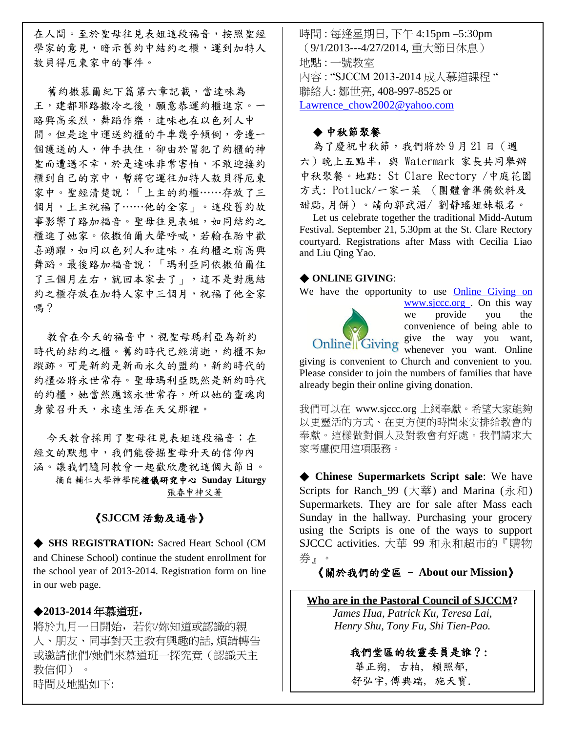在人間。至於聖母往見表姐這段福音，按照聖經學家的意見，暗示舊約中結約之櫃，運到加特人敖貝得厄東家中的事件。

舊約撒慕爾紀下篇第六章記載，當達味為王，建都耶路撒冷之後，願意恭運約櫃進京。一路興高采烈，舞蹈作樂，達味也在以色列人中間。但是途中運送約櫃的牛車幾乎傾倒，旁邊一個護送的人，伸手扶住，卻由於冒犯了約櫃的神聖而遭遇不幸，於是達味非常害怕，不敢迎接約櫃到自己的京中，暫將它運往加特人敖貝得厄東家中。聖經清楚說：「上主的約櫃……存放了三個月，上主祝福了……他的全家」。這段舊約故事影響了路加福音。聖母往見表姐，如同結約之櫃進了她家。依撒伯爾大聲呼喊，若翰在胎中歡喜踴躍，如同以色列人和達味，在約櫃之前高興舞蹈。最後路加福音說：「瑪利亞同依撒伯爾住了三個月左右，就回本家去了」，這不是對應結約之櫃存放在加特人家中三個月，祝福了他全家嗎？

教會在今天的福音中，視聖母瑪利亞為新約時代的結約之櫃。舊約時代已經消逝，約櫃不知蹤跡。可是新約是新而永久的盟約，新約時代的約櫃必將永世常存。聖母瑪利亞既然是新約時代的約櫃，她當然應該永世常存，所以她的靈魂肉身蒙召升天，永遠生活在天父那裡。

今天教會採用了聖母往見表姐這段福音；在經文的默想中，我們能發掘聖母升天的信仰內涵。讓我們隨同教會一起歡欣慶祝這個大節日。

摘自輔仁大學神學院**禮儀研究中心 Sunday Liturgy**
張春申神父著

## 《SJCCM 活動及通告》

◆ **SHS REGISTRATION:** Sacred Heart School (CM and Chinese School) continue the student enrollment for the school year of 2013-2014. Registration form on line in our web page.

### ◆2013-2014 年慕道班，

將於九月一日開始，若你/妳知道或認識的親人、朋友、同事對天主教有興趣的話，煩請轉告或邀請他們/她們來慕道班一探究竟（認識天主教信仰）。

時間及地點如下:

時間 : 每逢星期日, 下午 4:15pm –5:30pm
（9/1/2013---4/27/2014, 重大節日休息）
地點 : 一號教室
內容 : "SJCCM 2013-2014 成人慕道課程 "
聯絡人: 鄒世亮, 408-997-8525 or
Lawrence_chow2002@yahoo.com

### ◆ 中秋節聚餐

為了慶祝中秋節，我們將於 9 月 21 日（週六）晚上五點半，與 Watermark 家長共同舉辦中秋聚餐。地點: St Clare Rectory /中庭花園
方式: Potluck/一家一菜 （團體會準備飲料及甜點, 月餅）。請向郭武湄/ 劉靜瑤姐妹報名。

Let us celebrate together the traditional Midd-Autum Festival. September 21, 5.30pm at the St. Clare Rectory courtyard. Registrations after Mass with Cecilia Liao and Liu Qing Yao.

◆ **ONLINE GIVING**:

We have the opportunity to use Online Giving on www.sjccc.org . On this way we provide you the convenience of being able to give the way you want, whenever you want. Online giving is convenient to Church and convenient to you. Please consider to join the numbers of families that have already begin their online giving donation.

我們可以在 www.sjccc.org 上網奉獻。希望大家能夠以更靈活的方式、在更方便的時間來安排給教會的奉獻。這樣做對個人及對教會有好處。我們請求大家考慮使用這項服務。

◆ **Chinese Supermarkets Script sale**: We have Scripts for Ranch_99 (大華) and Marina (永和) Supermarkets. They are for sale after Mass each Sunday in the hallway. Purchasing your grocery using the Scripts is one of the ways to support SJCCC activities. 大華 99 和永和超市的『購物券』。

## 《關於我們的堂區 – About our Mission》

**Who are in the Pastoral Council of SJCCM?**
*James Hua, Patrick Ku, Teresa Lai, Henry Shu, Tony Fu, Shi Tien-Pao.*

**我們堂區的牧靈委員是誰？:**
華正朔, 古柏, 賴照郁,
舒弘宇, 傅典端, 施天寶.